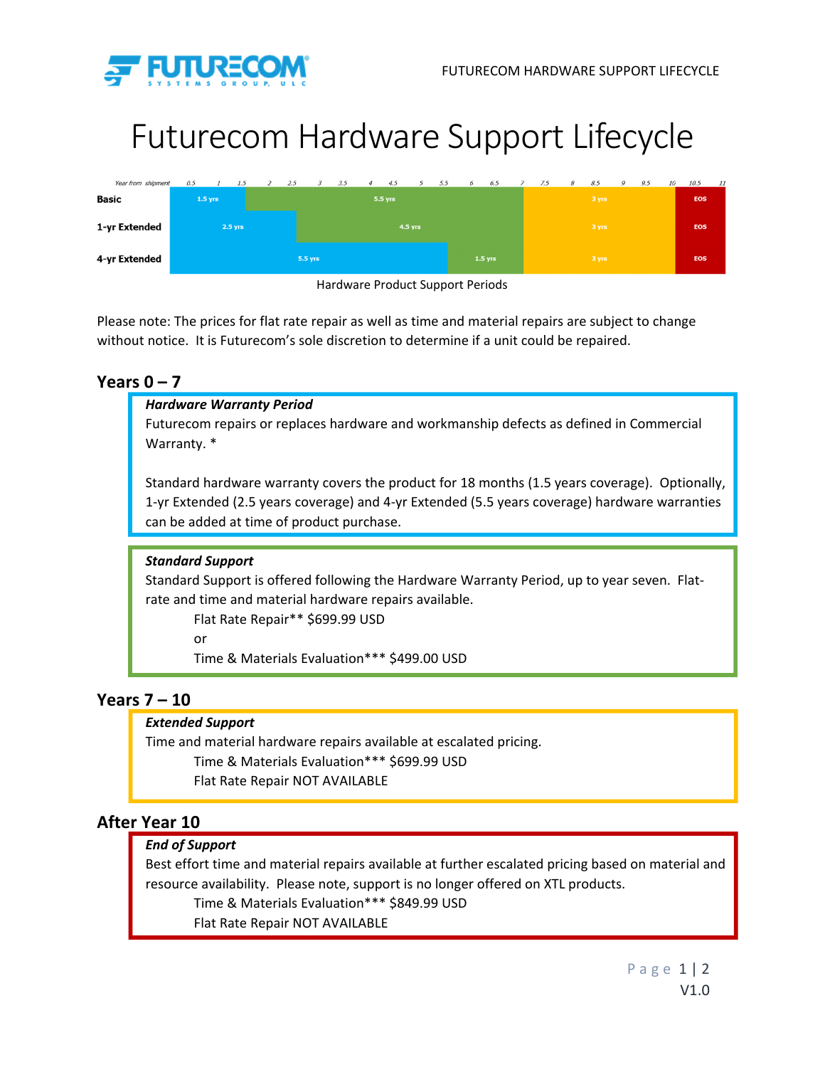# Futurecom Hardware Support Lifecycle

| Year from shipment | 0.5 | 1 | 1.5 | 2 | 2.5 | 3 | 3.5 | 4 | 4.5 | 5 | 5.5 | 6 | 6.5 | 7 | 7.5 | 8 | 8.5 | 9 | 9.5 | 10 | 10.5 | 11 |
|---|---|---|---|---|---|---|---|---|---|---|---|---|---|---|---|---|---|---|---|---|---|---|
| **Basic** | 1.5 yrs | | | 5.5 yrs | | | | | | | | | | | 3 yrs | | | | | | EOS | |
| **1-yr Extended** | 2.5 yrs | | | | | 4.5 yrs | | | | | | | | | 3 yrs | | | | | | EOS | |
| **4-yr Extended** | 5.5 yrs | | | | | | | | | | | 1.5 yrs | | | 3 yrs | | | | | | EOS | |

Hardware Product Support Periods

Please note: The prices for flat rate repair as well as time and material repairs are subject to change without notice. It is Futurecom's sole discretion to determine if a unit could be repaired.

## Years 0 – 7

***Hardware Warranty Period***

Futurecom repairs or replaces hardware and workmanship defects as defined in Commercial Warranty. *

Standard hardware warranty covers the product for 18 months (1.5 years coverage). Optionally, 1-yr Extended (2.5 years coverage) and 4-yr Extended (5.5 years coverage) hardware warranties can be added at time of product purchase.

***Standard Support***

Standard Support is offered following the Hardware Warranty Period, up to year seven. Flat-rate and time and material hardware repairs available.

Flat Rate Repair** $699.99 USD

or

Time & Materials Evaluation*** $499.00 USD

## Years 7 – 10

***Extended Support***

Time and material hardware repairs available at escalated pricing.

Time & Materials Evaluation*** $699.99 USD

Flat Rate Repair NOT AVAILABLE

## After Year 10

***End of Support***

Best effort time and material repairs available at further escalated pricing based on material and resource availability. Please note, support is no longer offered on XTL products.

Time & Materials Evaluation*** $849.99 USD

Flat Rate Repair NOT AVAILABLE

V1.0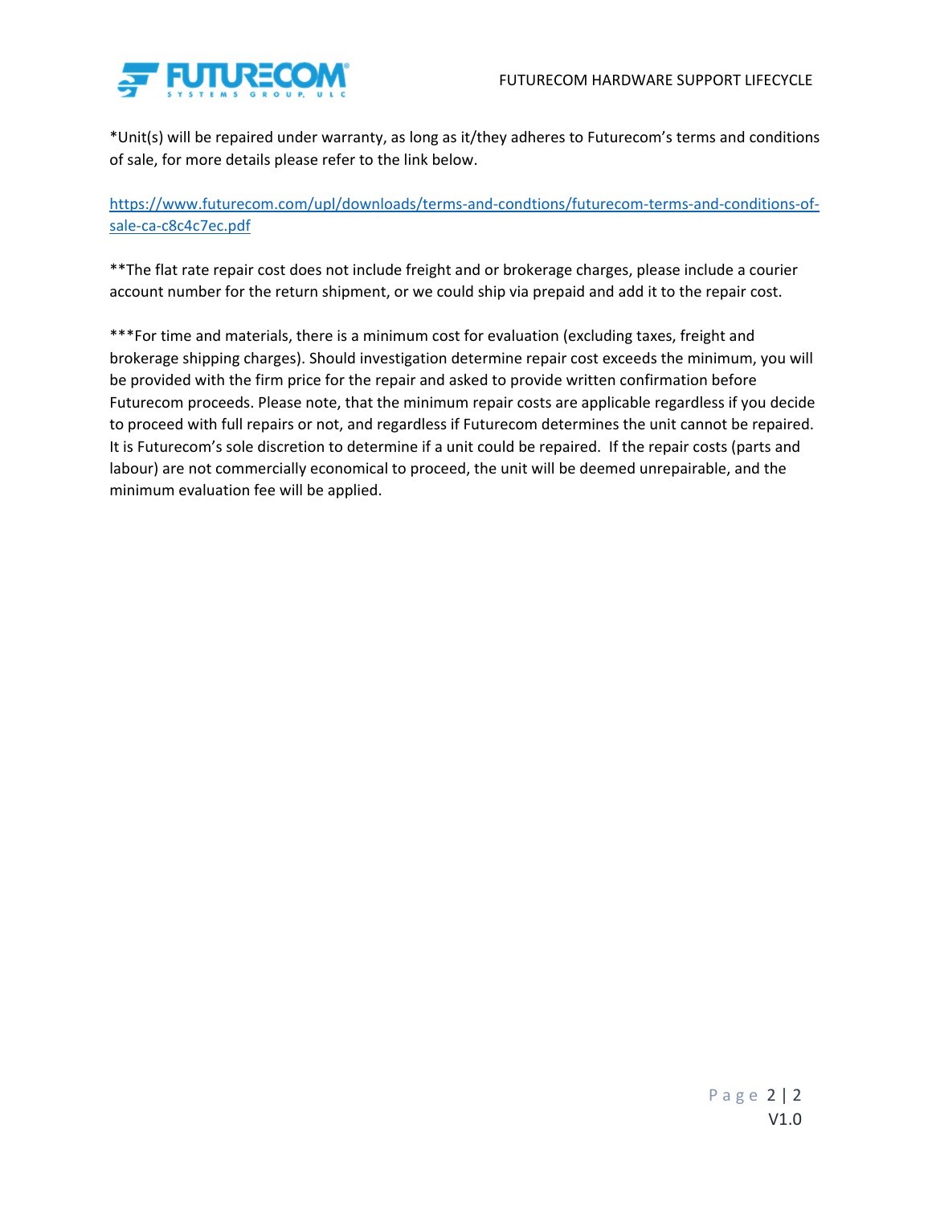*Unit(s) will be repaired under warranty, as long as it/they adheres to Futurecom's terms and conditions of sale, for more details please refer to the link below.

https://www.futurecom.com/upl/downloads/terms-and-condtions/futurecom-terms-and-conditions-of-sale-ca-c8c4c7ec.pdf

**The flat rate repair cost does not include freight and or brokerage charges, please include a courier account number for the return shipment, or we could ship via prepaid and add it to the repair cost.

***For time and materials, there is a minimum cost for evaluation (excluding taxes, freight and brokerage shipping charges). Should investigation determine repair cost exceeds the minimum, you will be provided with the firm price for the repair and asked to provide written confirmation before Futurecom proceeds. Please note, that the minimum repair costs are applicable regardless if you decide to proceed with full repairs or not, and regardless if Futurecom determines the unit cannot be repaired. It is Futurecom's sole discretion to determine if a unit could be repaired. If the repair costs (parts and labour) are not commercially economical to proceed, the unit will be deemed unrepairable, and the minimum evaluation fee will be applied.

V1.0